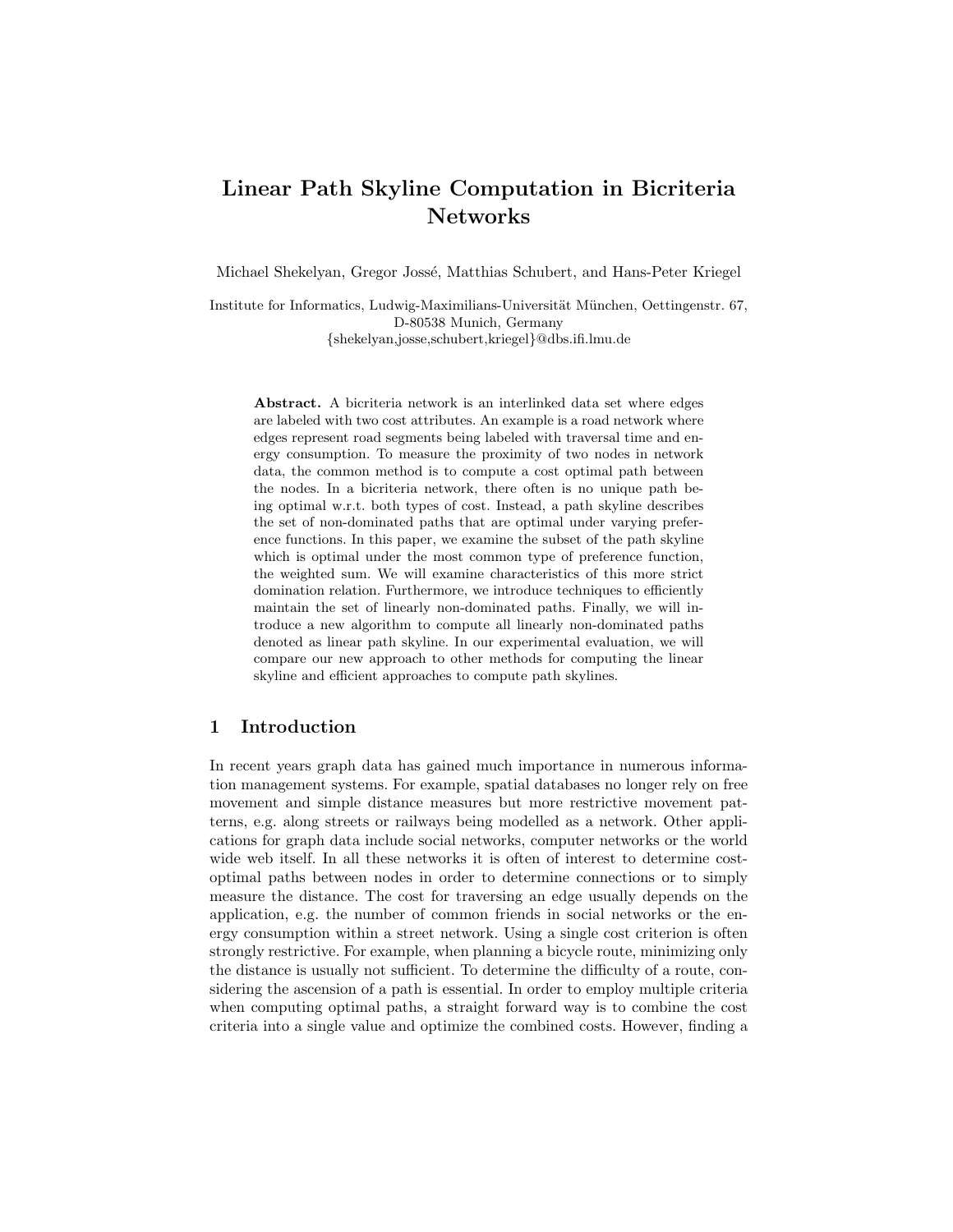# Linear Path Skyline Computation in Bicriteria Networks

Michael Shekelyan, Gregor Jossé, Matthias Schubert, and Hans-Peter Kriegel

Institute for Informatics, Ludwig-Maximilians-Universität München, Oettingenstr. 67, D-80538 Munich, Germany
{shekelyan,josse,schubert,kriegel}@dbs.ifi.lmu.de

**Abstract.** A bicriteria network is an interlinked data set where edges are labeled with two cost attributes. An example is a road network where edges represent road segments being labeled with traversal time and energy consumption. To measure the proximity of two nodes in network data, the common method is to compute a cost optimal path between the nodes. In a bicriteria network, there often is no unique path being optimal w.r.t. both types of cost. Instead, a path skyline describes the set of non-dominated paths that are optimal under varying preference functions. In this paper, we examine the subset of the path skyline which is optimal under the most common type of preference function, the weighted sum. We will examine characteristics of this more strict domination relation. Furthermore, we introduce techniques to efficiently maintain the set of linearly non-dominated paths. Finally, we will introduce a new algorithm to compute all linearly non-dominated paths denoted as linear path skyline. In our experimental evaluation, we will compare our new approach to other methods for computing the linear skyline and efficient approaches to compute path skylines.

## 1 Introduction

In recent years graph data has gained much importance in numerous information management systems. For example, spatial databases no longer rely on free movement and simple distance measures but more restrictive movement patterns, e.g. along streets or railways being modelled as a network. Other applications for graph data include social networks, computer networks or the world wide web itself. In all these networks it is often of interest to determine cost-optimal paths between nodes in order to determine connections or to simply measure the distance. The cost for traversing an edge usually depends on the application, e.g. the number of common friends in social networks or the energy consumption within a street network. Using a single cost criterion is often strongly restrictive. For example, when planning a bicycle route, minimizing only the distance is usually not sufficient. To determine the difficulty of a route, considering the ascension of a path is essential. In order to employ multiple criteria when computing optimal paths, a straight forward way is to combine the cost criteria into a single value and optimize the combined costs. However, finding a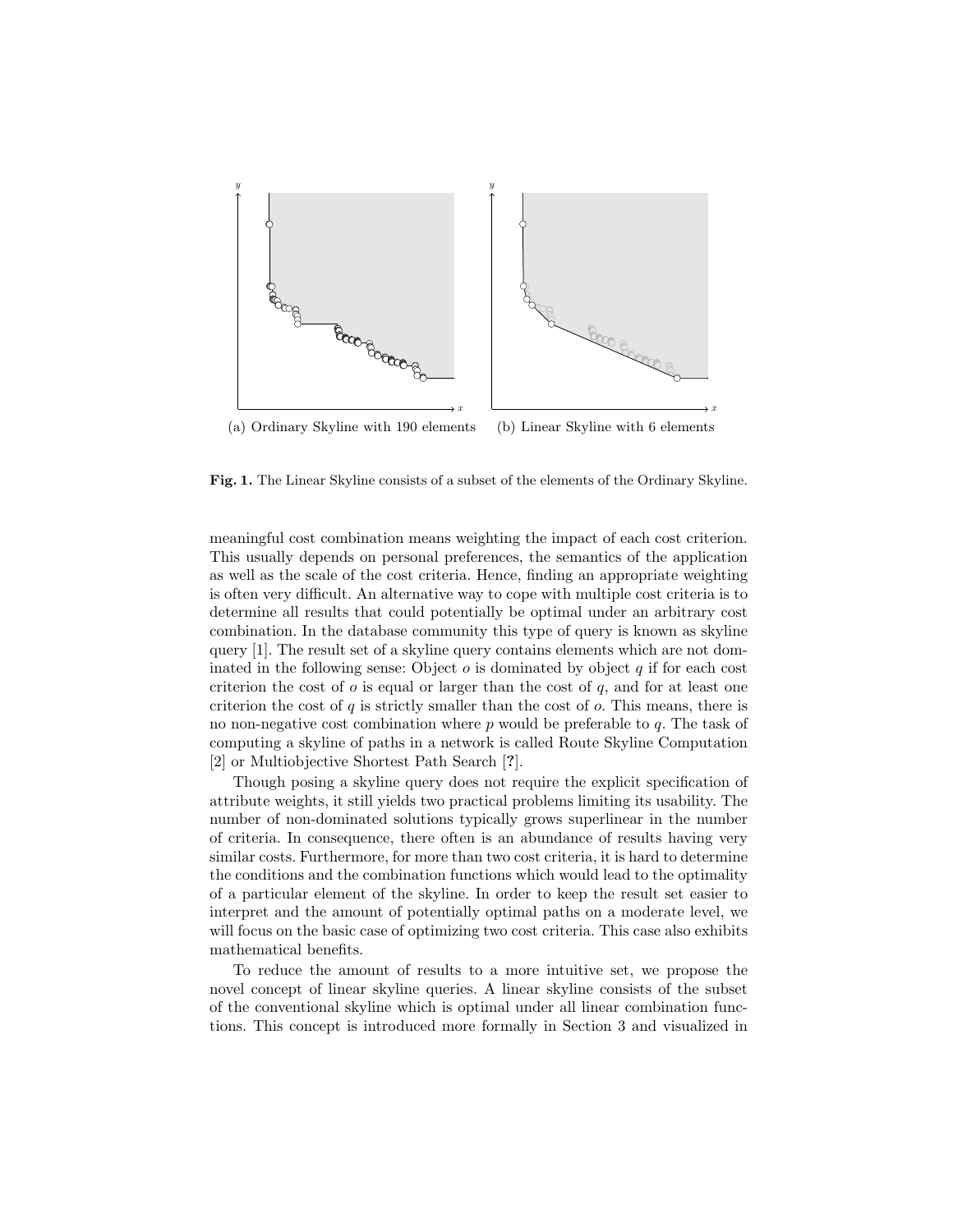(a) Ordinary Skyline with 190 elements

(b) Linear Skyline with 6 elements

**Fig. 1.** The Linear Skyline consists of a subset of the elements of the Ordinary Skyline.

meaningful cost combination means weighting the impact of each cost criterion. This usually depends on personal preferences, the semantics of the application as well as the scale of the cost criteria. Hence, finding an appropriate weighting is often very difficult. An alternative way to cope with multiple cost criteria is to determine all results that could potentially be optimal under an arbitrary cost combination. In the database community this type of query is known as skyline query [1]. The result set of a skyline query contains elements which are not dominated in the following sense: Object $o$ is dominated by object $q$ if for each cost criterion the cost of $o$ is equal or larger than the cost of $q$, and for at least one criterion the cost of $q$ is strictly smaller than the cost of $o$. This means, there is no non-negative cost combination where $p$ would be preferable to $q$. The task of computing a skyline of paths in a network is called Route Skyline Computation [2] or Multiobjective Shortest Path Search [**?**].

Though posing a skyline query does not require the explicit specification of attribute weights, it still yields two practical problems limiting its usability. The number of non-dominated solutions typically grows superlinear in the number of criteria. In consequence, there often is an abundance of results having very similar costs. Furthermore, for more than two cost criteria, it is hard to determine the conditions and the combination functions which would lead to the optimality of a particular element of the skyline. In order to keep the result set easier to interpret and the amount of potentially optimal paths on a moderate level, we will focus on the basic case of optimizing two cost criteria. This case also exhibits mathematical benefits.

To reduce the amount of results to a more intuitive set, we propose the novel concept of linear skyline queries. A linear skyline consists of the subset of the conventional skyline which is optimal under all linear combination functions. This concept is introduced more formally in Section 3 and visualized in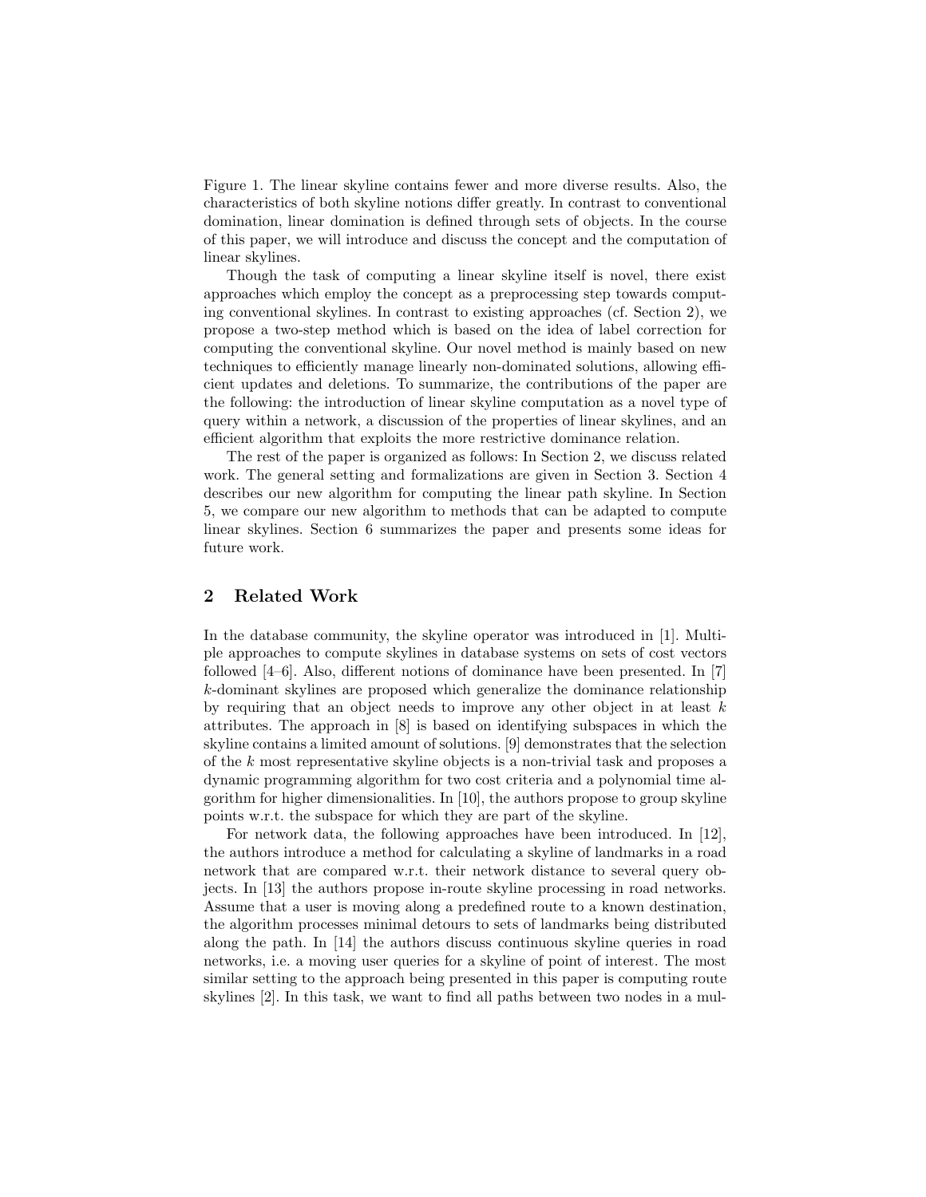Figure 1. The linear skyline contains fewer and more diverse results. Also, the characteristics of both skyline notions differ greatly. In contrast to conventional domination, linear domination is defined through sets of objects. In the course of this paper, we will introduce and discuss the concept and the computation of linear skylines.

Though the task of computing a linear skyline itself is novel, there exist approaches which employ the concept as a preprocessing step towards computing conventional skylines. In contrast to existing approaches (cf. Section 2), we propose a two-step method which is based on the idea of label correction for computing the conventional skyline. Our novel method is mainly based on new techniques to efficiently manage linearly non-dominated solutions, allowing efficient updates and deletions. To summarize, the contributions of the paper are the following: the introduction of linear skyline computation as a novel type of query within a network, a discussion of the properties of linear skylines, and an efficient algorithm that exploits the more restrictive dominance relation.

The rest of the paper is organized as follows: In Section 2, we discuss related work. The general setting and formalizations are given in Section 3. Section 4 describes our new algorithm for computing the linear path skyline. In Section 5, we compare our new algorithm to methods that can be adapted to compute linear skylines. Section 6 summarizes the paper and presents some ideas for future work.

## 2 Related Work

In the database community, the skyline operator was introduced in [1]. Multiple approaches to compute skylines in database systems on sets of cost vectors followed [4–6]. Also, different notions of dominance have been presented. In [7] $k$-dominant skylines are proposed which generalize the dominance relationship by requiring that an object needs to improve any other object in at least $k$ attributes. The approach in [8] is based on identifying subspaces in which the skyline contains a limited amount of solutions. [9] demonstrates that the selection of the $k$ most representative skyline objects is a non-trivial task and proposes a dynamic programming algorithm for two cost criteria and a polynomial time algorithm for higher dimensionalities. In [10], the authors propose to group skyline points w.r.t. the subspace for which they are part of the skyline.

For network data, the following approaches have been introduced. In [12], the authors introduce a method for calculating a skyline of landmarks in a road network that are compared w.r.t. their network distance to several query objects. In [13] the authors propose in-route skyline processing in road networks. Assume that a user is moving along a predefined route to a known destination, the algorithm processes minimal detours to sets of landmarks being distributed along the path. In [14] the authors discuss continuous skyline queries in road networks, i.e. a moving user queries for a skyline of point of interest. The most similar setting to the approach being presented in this paper is computing route skylines [2]. In this task, we want to find all paths between two nodes in a mul-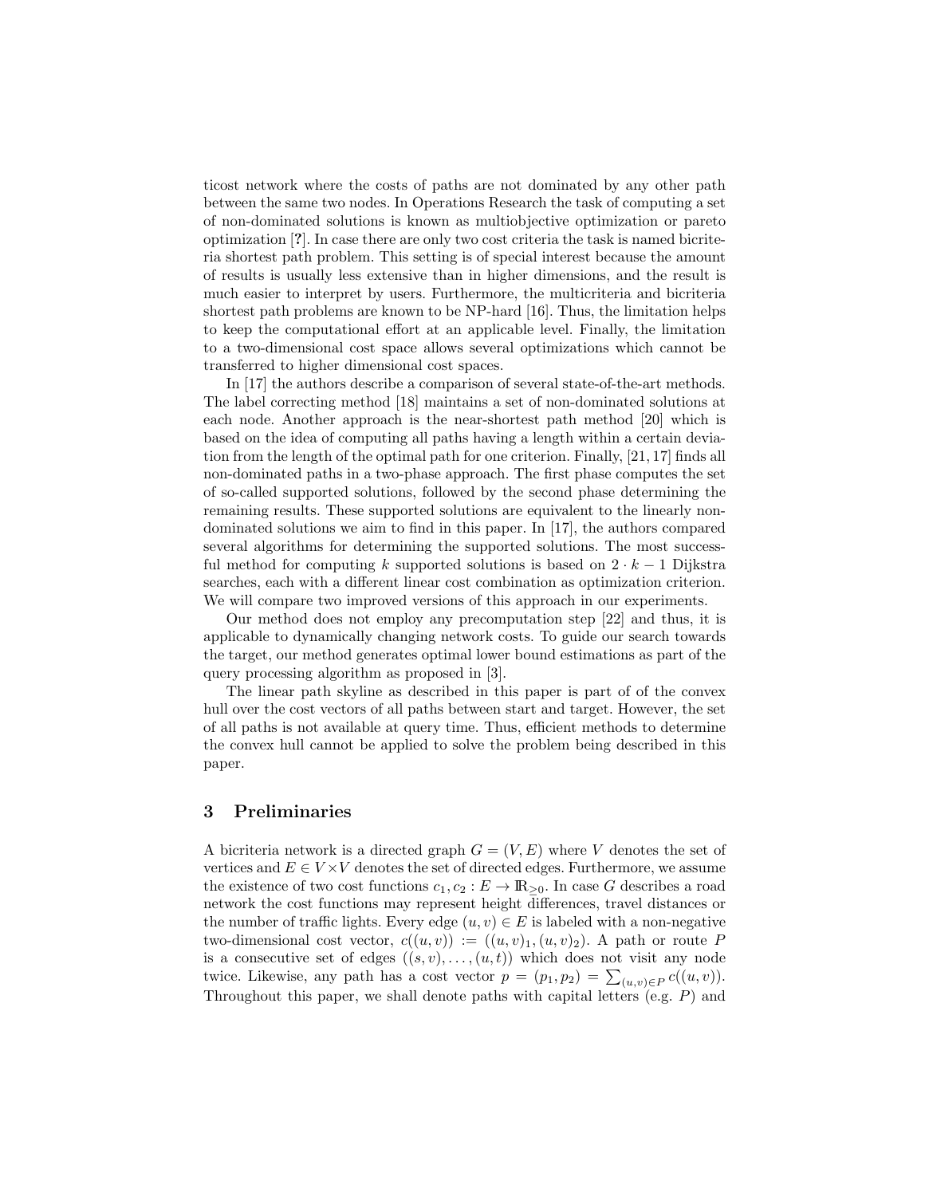ticost network where the costs of paths are not dominated by any other path between the same two nodes. In Operations Research the task of computing a set of non-dominated solutions is known as multiobjective optimization or pareto optimization [**?**]. In case there are only two cost criteria the task is named bicriteria shortest path problem. This setting is of special interest because the amount of results is usually less extensive than in higher dimensions, and the result is much easier to interpret by users. Furthermore, the multicriteria and bicriteria shortest path problems are known to be NP-hard [16]. Thus, the limitation helps to keep the computational effort at an applicable level. Finally, the limitation to a two-dimensional cost space allows several optimizations which cannot be transferred to higher dimensional cost spaces.

In [17] the authors describe a comparison of several state-of-the-art methods. The label correcting method [18] maintains a set of non-dominated solutions at each node. Another approach is the near-shortest path method [20] which is based on the idea of computing all paths having a length within a certain deviation from the length of the optimal path for one criterion. Finally, [21, 17] finds all non-dominated paths in a two-phase approach. The first phase computes the set of so-called supported solutions, followed by the second phase determining the remaining results. These supported solutions are equivalent to the linearly non-dominated solutions we aim to find in this paper. In [17], the authors compared several algorithms for determining the supported solutions. The most successful method for computing $k$ supported solutions is based on $2 \cdot k - 1$ Dijkstra searches, each with a different linear cost combination as optimization criterion. We will compare two improved versions of this approach in our experiments.

Our method does not employ any precomputation step [22] and thus, it is applicable to dynamically changing network costs. To guide our search towards the target, our method generates optimal lower bound estimations as part of the query processing algorithm as proposed in [3].

The linear path skyline as described in this paper is part of of the convex hull over the cost vectors of all paths between start and target. However, the set of all paths is not available at query time. Thus, efficient methods to determine the convex hull cannot be applied to solve the problem being described in this paper.

## 3 Preliminaries

A bicriteria network is a directed graph $G = (V, E)$ where $V$ denotes the set of vertices and $E \in V \times V$ denotes the set of directed edges. Furthermore, we assume the existence of two cost functions $c_1, c_2 : E \to \mathbb{R}_{\geq 0}$. In case $G$ describes a road network the cost functions may represent height differences, travel distances or the number of traffic lights. Every edge $(u, v) \in E$ is labeled with a non-negative two-dimensional cost vector, $c((u, v)) := ((u, v)_1, (u, v)_2)$. A path or route $P$ is a consecutive set of edges $((s, v), \ldots, (u, t))$ which does not visit any node twice. Likewise, any path has a cost vector $p = (p_1, p_2) = \sum_{(u,v) \in P} c((u, v))$. Throughout this paper, we shall denote paths with capital letters (e.g. $P$) and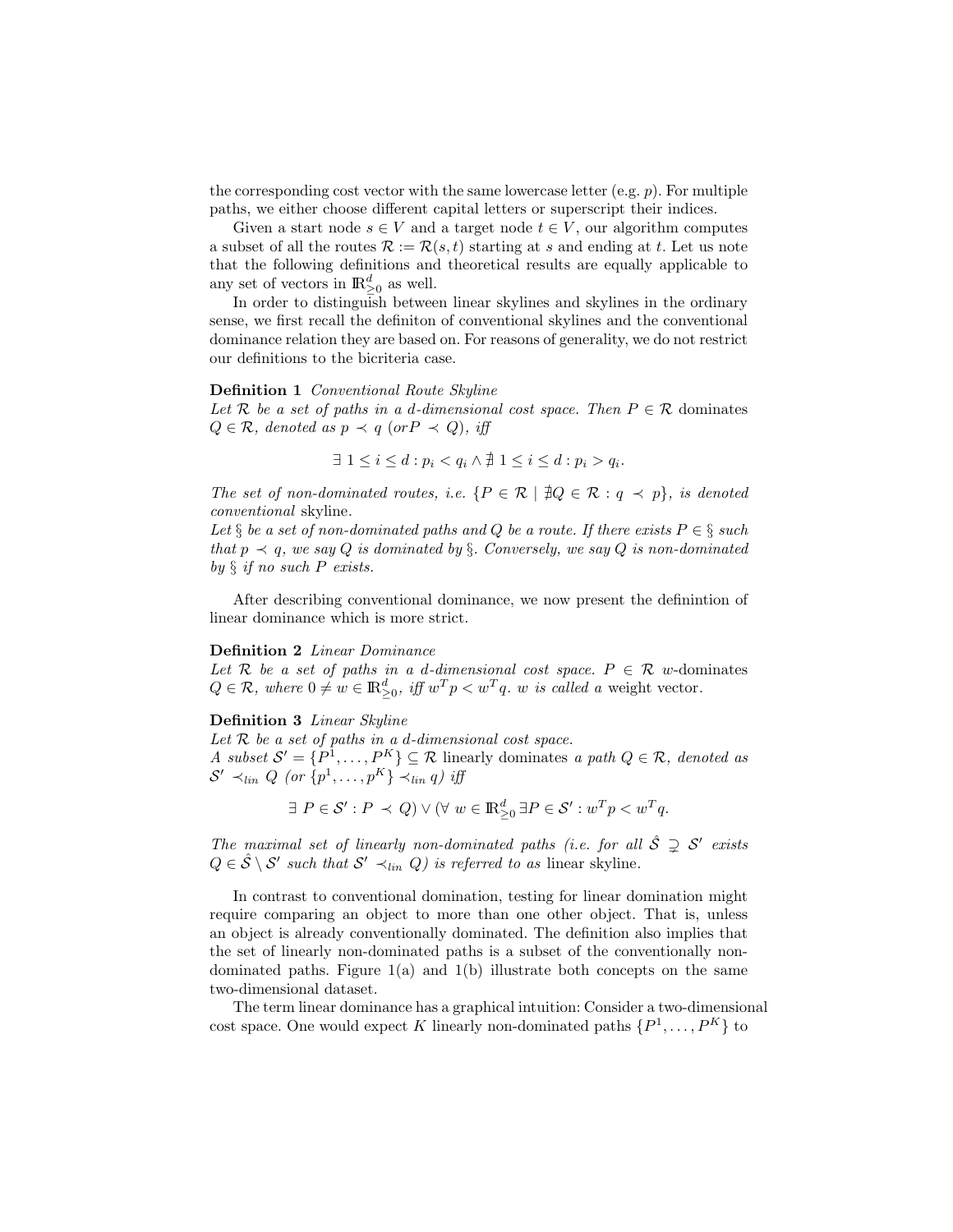the corresponding cost vector with the same lowercase letter (e.g. $p$). For multiple paths, we either choose different capital letters or superscript their indices.

Given a start node $s \in V$ and a target node $t \in V$, our algorithm computes a subset of all the routes $\mathcal{R} := \mathcal{R}(s,t)$ starting at $s$ and ending at $t$. Let us note that the following definitions and theoretical results are equally applicable to any set of vectors in $\mathbb{R}^d_{\geq 0}$ as well.

In order to distinguish between linear skylines and skylines in the ordinary sense, we first recall the definiton of conventional skylines and the conventional dominance relation they are based on. For reasons of generality, we do not restrict our definitions to the bicriteria case.

**Definition 1** *Conventional Route Skyline*
*Let $\mathcal{R}$ be a set of paths in a $d$-dimensional cost space. Then $P \in \mathcal{R}$* dominates *$Q \in \mathcal{R}$, denoted as $p \prec q$ (or $P \prec Q$), iff*

$$\exists\ 1 \leq i \leq d : p_i < q_i \wedge \nexists\ 1 \leq i \leq d : p_i > q_i.$$

*The set of non-dominated routes, i.e. $\{P \in \mathcal{R} \mid \nexists Q \in \mathcal{R} : q \prec p\}$, is denoted* conventional *skyline.*
*Let $\S$ be a set of non-dominated paths and $Q$ be a route. If there exists $P \in \S$ such that $p \prec q$, we say $Q$ is dominated by $\S$. Conversely, we say $Q$ is non-dominated by $\S$ if no such $P$ exists.*

After describing conventional dominance, we now present the definintion of linear dominance which is more strict.

**Definition 2** *Linear Dominance*
*Let $\mathcal{R}$ be a set of paths in a $d$-dimensional cost space. $P \in \mathcal{R}$ $w$-dominates $Q \in \mathcal{R}$, where $0 \neq w \in \mathbb{R}^d_{\geq 0}$, iff $w^T p < w^T q$. $w$ is called a* weight vector.

**Definition 3** *Linear Skyline*
*Let $\mathcal{R}$ be a set of paths in a $d$-dimensional cost space.*
*A subset $\mathcal{S}' = \{P^1, \ldots, P^K\} \subseteq \mathcal{R}$* linearly dominates *a path $Q \in \mathcal{R}$, denoted as $\mathcal{S}' \prec_{lin} Q$ (or $\{p^1, \ldots, p^K\} \prec_{lin} q$) iff*

$$\exists\ P \in \mathcal{S}' : P \prec Q) \vee (\forall\ w \in \mathbb{R}^d_{\geq 0}\ \exists P \in \mathcal{S}' : w^T p < w^T q.$$

*The maximal set of linearly non-dominated paths (i.e. for all $\hat{\mathcal{S}} \supsetneq \mathcal{S}'$ exists $Q \in \hat{\mathcal{S}} \setminus \mathcal{S}'$ such that $\mathcal{S}' \prec_{lin} Q$) is referred to as* linear skyline.

In contrast to conventional domination, testing for linear domination might require comparing an object to more than one other object. That is, unless an object is already conventionally dominated. The definition also implies that the set of linearly non-dominated paths is a subset of the conventionally non-dominated paths. Figure 1(a) and 1(b) illustrate both concepts on the same two-dimensional dataset.

The term linear dominance has a graphical intuition: Consider a two-dimensional cost space. One would expect $K$ linearly non-dominated paths $\{P^1, \ldots, P^K\}$ to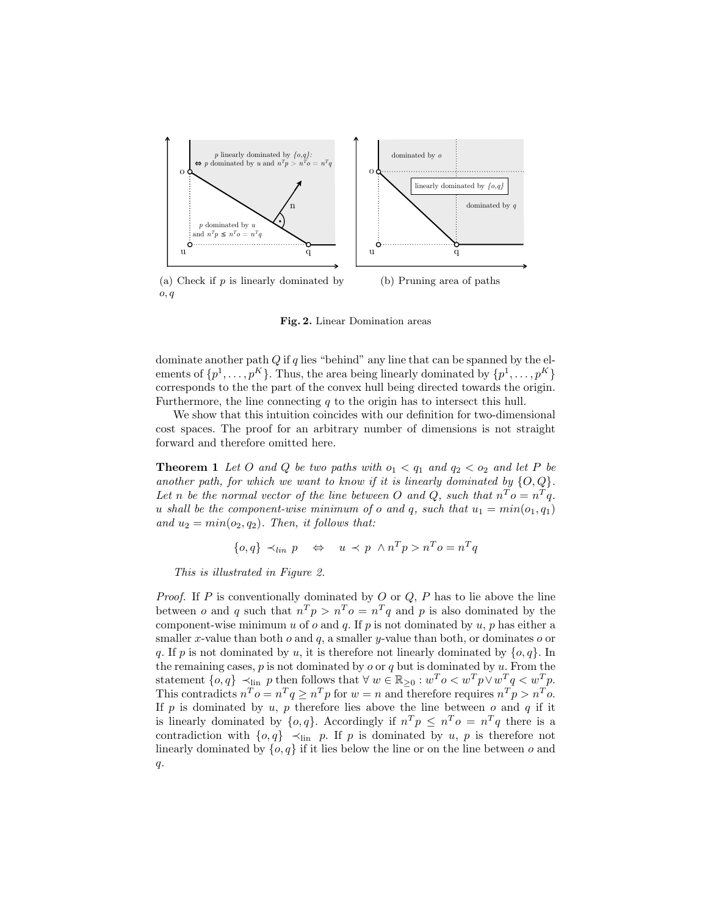(a) Check if $p$ is linearly dominated by $o, q$

(b) Pruning area of paths

**Fig. 2.** Linear Domination areas

dominate another path $Q$ if $q$ lies "behind" any line that can be spanned by the elements of $\{p^1, \ldots, p^K\}$. Thus, the area being linearly dominated by $\{p^1, \ldots, p^K\}$ corresponds to the the part of the convex hull being directed towards the origin. Furthermore, the line connecting $q$ to the origin has to intersect this hull.

We show that this intuition coincides with our definition for two-dimensional cost spaces. The proof for an arbitrary number of dimensions is not straight forward and therefore omitted here.

**Theorem 1** *Let $O$ and $Q$ be two paths with $o_1 < q_1$ and $q_2 < o_2$ and let $P$ be another path, for which we want to know if it is linearly dominated by $\{O, Q\}$. Let $n$ be the normal vector of the line between $O$ and $Q$, such that $n^T o = n^T q$. $u$ shall be the component-wise minimum of $o$ and $q$, such that $u_1 = min(o_1, q_1)$ and $u_2 = min(o_2, q_2)$. Then, it follows that:*

$$\{o, q\} \prec_{lin} p \quad \Leftrightarrow \quad u \prec p \; \wedge n^T p > n^T o = n^T q$$

*This is illustrated in Figure 2.*

*Proof.* If $P$ is conventionally dominated by $O$ or $Q$, $P$ has to lie above the line between $o$ and $q$ such that $n^T p > n^T o = n^T q$ and $p$ is also dominated by the component-wise minimum $u$ of $o$ and $q$. If $p$ is not dominated by $u$, $p$ has either a smaller $x$-value than both $o$ and $q$, a smaller $y$-value than both, or dominates $o$ or $q$. If $p$ is not dominated by $u$, it is therefore not linearly dominated by $\{o, q\}$. In the remaining cases, $p$ is not dominated by $o$ or $q$ but is dominated by $u$. From the statement $\{o, q\} \prec_{\text{lin}} p$ then follows that $\forall\, w \in \mathbb{R}_{\geq 0} : w^T o < w^T p \vee w^T q < w^T p$. This contradicts $n^T o = n^T q \geq n^T p$ for $w = n$ and therefore requires $n^T p > n^T o$. If $p$ is dominated by $u$, $p$ therefore lies above the line between $o$ and $q$ if it is linearly dominated by $\{o, q\}$. Accordingly if $n^T p \leq n^T o = n^T q$ there is a contradiction with $\{o, q\} \prec_{\text{lin}} p$. If $p$ is dominated by $u$, $p$ is therefore not linearly dominated by $\{o, q\}$ if it lies below the line or on the line between $o$ and $q$.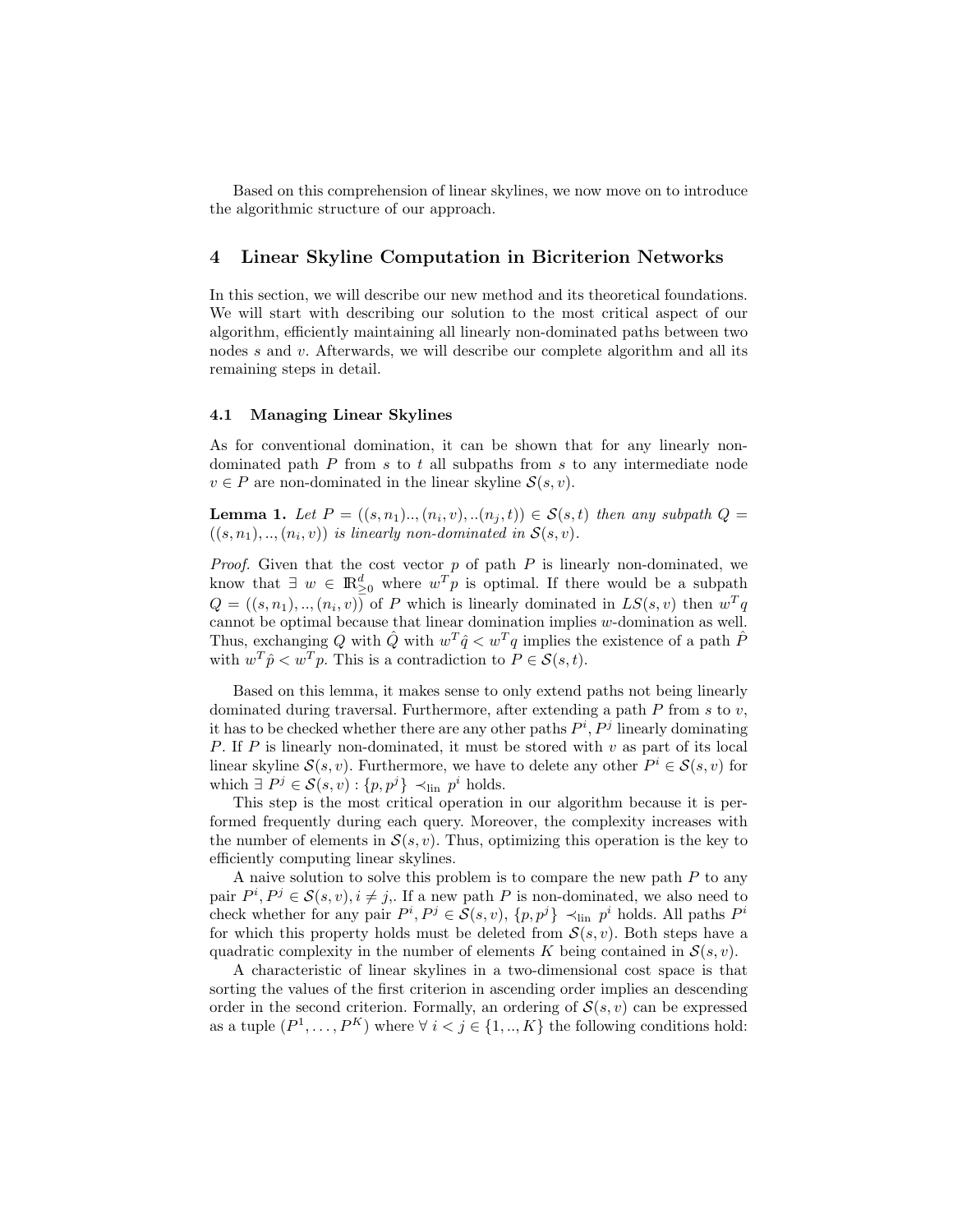Based on this comprehension of linear skylines, we now move on to introduce the algorithmic structure of our approach.

## 4 Linear Skyline Computation in Bicriterion Networks

In this section, we will describe our new method and its theoretical foundations. We will start with describing our solution to the most critical aspect of our algorithm, efficiently maintaining all linearly non-dominated paths between two nodes $s$ and $v$. Afterwards, we will describe our complete algorithm and all its remaining steps in detail.

### 4.1 Managing Linear Skylines

As for conventional domination, it can be shown that for any linearly non-dominated path $P$ from $s$ to $t$ all subpaths from $s$ to any intermediate node $v \in P$ are non-dominated in the linear skyline $\mathcal{S}(s, v)$.

**Lemma 1.** *Let $P = ((s, n_1).., (n_i, v), ..(n_j, t)) \in \mathcal{S}(s, t)$ then any subpath $Q = ((s, n_1), .., (n_i, v))$ is linearly non-dominated in $\mathcal{S}(s, v)$.*

*Proof.* Given that the cost vector $p$ of path $P$ is linearly non-dominated, we know that $\exists\ w \in \mathbb{R}^d_{\geq 0}$ where $w^T p$ is optimal. If there would be a subpath $Q = ((s, n_1), .., (n_i, v))$ of $P$ which is linearly dominated in $LS(s, v)$ then $w^T q$ cannot be optimal because that linear domination implies $w$-domination as well. Thus, exchanging $Q$ with $\hat{Q}$ with $w^T \hat{q} < w^T q$ implies the existence of a path $\hat{P}$ with $w^T \hat{p} < w^T p$. This is a contradiction to $P \in \mathcal{S}(s, t)$.

Based on this lemma, it makes sense to only extend paths not being linearly dominated during traversal. Furthermore, after extending a path $P$ from $s$ to $v$, it has to be checked whether there are any other paths $P^i, P^j$ linearly dominating $P$. If $P$ is linearly non-dominated, it must be stored with $v$ as part of its local linear skyline $\mathcal{S}(s, v)$. Furthermore, we have to delete any other $P^i \in \mathcal{S}(s, v)$ for which $\exists\ P^j \in \mathcal{S}(s, v) : \{p, p^j\} \prec_{\text{lin}} p^i$ holds.

This step is the most critical operation in our algorithm because it is performed frequently during each query. Moreover, the complexity increases with the number of elements in $\mathcal{S}(s, v)$. Thus, optimizing this operation is the key to efficiently computing linear skylines.

A naive solution to solve this problem is to compare the new path $P$ to any pair $P^i, P^j \in \mathcal{S}(s, v), i \neq j,$. If a new path $P$ is non-dominated, we also need to check whether for any pair $P^i, P^j \in \mathcal{S}(s, v)$, $\{p, p^j\} \prec_{\text{lin}} p^i$ holds. All paths $P^i$ for which this property holds must be deleted from $\mathcal{S}(s, v)$. Both steps have a quadratic complexity in the number of elements $K$ being contained in $\mathcal{S}(s, v)$.

A characteristic of linear skylines in a two-dimensional cost space is that sorting the values of the first criterion in ascending order implies an descending order in the second criterion. Formally, an ordering of $\mathcal{S}(s, v)$ can be expressed as a tuple $(P^1, \ldots, P^K)$ where $\forall\ i < j \in \{1, .., K\}$ the following conditions hold: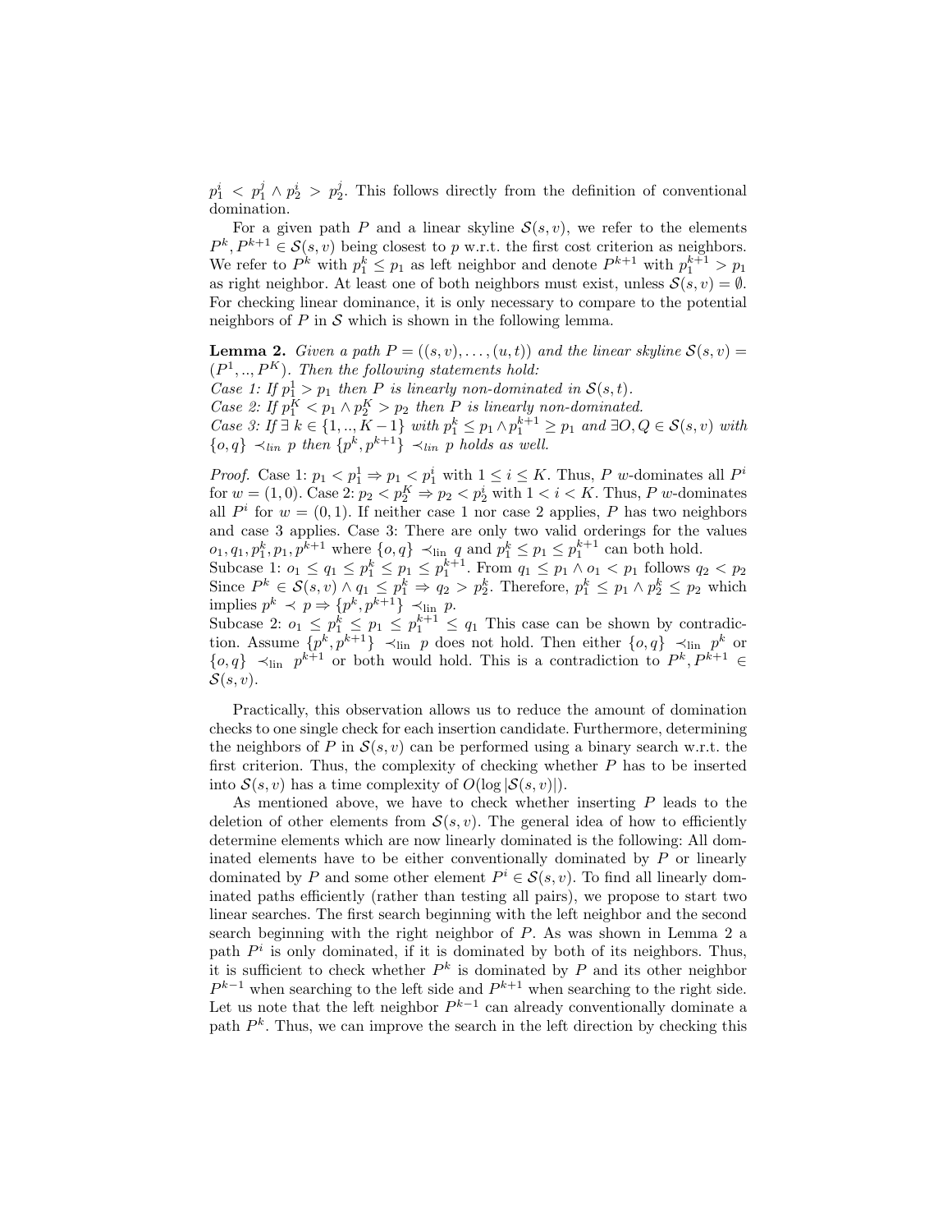$p_1^i < p_1^j \wedge p_2^i > p_2^j$. This follows directly from the definition of conventional domination.

For a given path $P$ and a linear skyline $\mathcal{S}(s,v)$, we refer to the elements $P^k, P^{k+1} \in \mathcal{S}(s,v)$ being closest to $p$ w.r.t. the first cost criterion as neighbors. We refer to $P^k$ with $p_1^k \leq p_1$ as left neighbor and denote $P^{k+1}$ with $p_1^{k+1} > p_1$ as right neighbor. At least one of both neighbors must exist, unless $\mathcal{S}(s,v) = \emptyset$. For checking linear dominance, it is only necessary to compare to the potential neighbors of $P$ in $\mathcal{S}$ which is shown in the following lemma.

**Lemma 2.** *Given a path $P = ((s,v),\ldots,(u,t))$ and the linear skyline $\mathcal{S}(s,v) = (P^1,..,P^K)$. Then the following statements hold:*
*Case 1: If $p_1^1 > p_1$ then $P$ is linearly non-dominated in $\mathcal{S}(s,t)$.*
*Case 2: If $p_1^K < p_1 \wedge p_2^K > p_2$ then $P$ is linearly non-dominated.*
*Case 3: If $\exists\ k \in \{1,..,K-1\}$ with $p_1^k \leq p_1 \wedge p_1^{k+1} \geq p_1$ and $\exists O, Q \in \mathcal{S}(s,v)$ with $\{o,q\} \prec_{lin} p$ then $\{p^k, p^{k+1}\} \prec_{lin} p$ holds as well.*

*Proof.* Case 1: $p_1 < p_1^1 \Rightarrow p_1 < p_1^i$ with $1 \leq i \leq K$. Thus, $P$ $w$-dominates all $P^i$ for $w = (1,0)$. Case 2: $p_2 < p_2^K \Rightarrow p_2 < p_2^i$ with $1 < i < K$. Thus, $P$ $w$-dominates all $P^i$ for $w = (0,1)$. If neither case 1 nor case 2 applies, $P$ has two neighbors and case 3 applies. Case 3: There are only two valid orderings for the values $o_1, q_1, p_1^k, p_1, p^{k+1}$ where $\{o,q\} \prec_{\text{lin}} q$ and $p_1^k \leq p_1 \leq p_1^{k+1}$ can both hold.
Subcase 1: $o_1 \leq q_1 \leq p_1^k \leq p_1 \leq p_1^{k+1}$. From $q_1 \leq p_1 \wedge o_1 < p_1$ follows $q_2 < p_2$ Since $P^k \in \mathcal{S}(s,v) \wedge q_1 \leq p_1^k \Rightarrow q_2 > p_2^k$. Therefore, $p_1^k \leq p_1 \wedge p_2^k \leq p_2$ which implies $p^k \prec p \Rightarrow \{p^k, p^{k+1}\} \prec_{\text{lin}} p$.
Subcase 2: $o_1 \leq p_1^k \leq p_1 \leq p_1^{k+1} \leq q_1$ This case can be shown by contradiction. Assume $\{p^k, p^{k+1}\} \prec_{\text{lin}} p$ does not hold. Then either $\{o,q\} \prec_{\text{lin}} p^k$ or $\{o,q\} \prec_{\text{lin}} p^{k+1}$ or both would hold. This is a contradiction to $P^k, P^{k+1} \in \mathcal{S}(s,v)$.

Practically, this observation allows us to reduce the amount of domination checks to one single check for each insertion candidate. Furthermore, determining the neighbors of $P$ in $\mathcal{S}(s,v)$ can be performed using a binary search w.r.t. the first criterion. Thus, the complexity of checking whether $P$ has to be inserted into $\mathcal{S}(s,v)$ has a time complexity of $O(\log |\mathcal{S}(s,v)|)$.

As mentioned above, we have to check whether inserting $P$ leads to the deletion of other elements from $\mathcal{S}(s,v)$. The general idea of how to efficiently determine elements which are now linearly dominated is the following: All dominated elements have to be either conventionally dominated by $P$ or linearly dominated by $P$ and some other element $P^i \in \mathcal{S}(s,v)$. To find all linearly dominated paths efficiently (rather than testing all pairs), we propose to start two linear searches. The first search beginning with the left neighbor and the second search beginning with the right neighbor of $P$. As was shown in Lemma 2 a path $P^i$ is only dominated, if it is dominated by both of its neighbors. Thus, it is sufficient to check whether $P^k$ is dominated by $P$ and its other neighbor $P^{k-1}$ when searching to the left side and $P^{k+1}$ when searching to the right side. Let us note that the left neighbor $P^{k-1}$ can already conventionally dominate a path $P^k$. Thus, we can improve the search in the left direction by checking this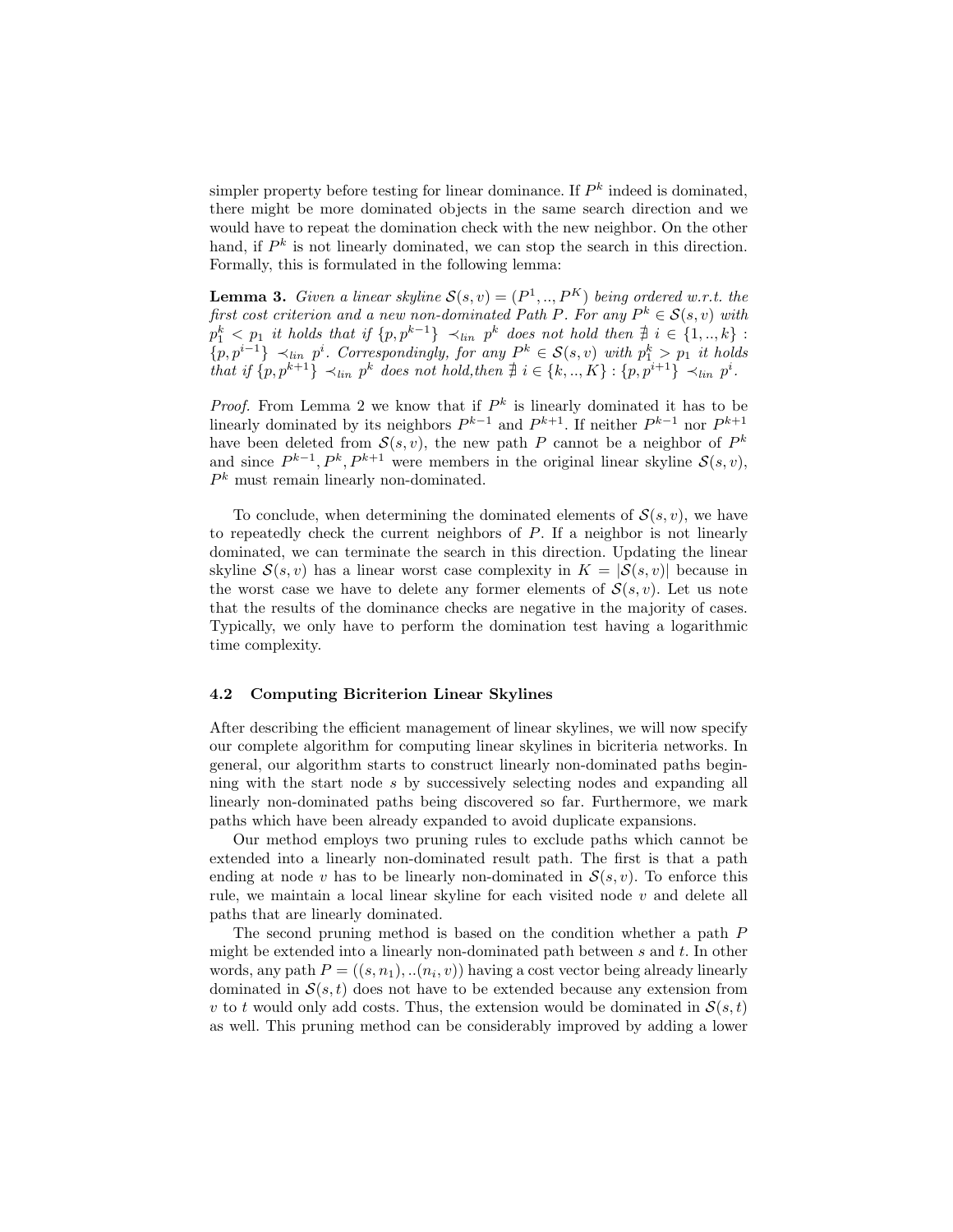simpler property before testing for linear dominance. If $P^k$ indeed is dominated, there might be more dominated objects in the same search direction and we would have to repeat the domination check with the new neighbor. On the other hand, if $P^k$ is not linearly dominated, we can stop the search in this direction. Formally, this is formulated in the following lemma:

**Lemma 3.** *Given a linear skyline $\mathcal{S}(s,v) = (P^1, .., P^K)$ being ordered w.r.t. the first cost criterion and a new non-dominated Path $P$. For any $P^k \in \mathcal{S}(s,v)$ with $p_1^k < p_1$ it holds that if $\{p, p^{k-1}\} \prec_{lin} p^k$ does not hold then $\nexists\ i \in \{1, .., k\} : \{p, p^{i-1}\} \prec_{lin} p^i$. Correspondingly, for any $P^k \in \mathcal{S}(s,v)$ with $p_1^k > p_1$ it holds that if $\{p, p^{k+1}\} \prec_{lin} p^k$ does not hold, then $\nexists\ i \in \{k, .., K\} : \{p, p^{i+1}\} \prec_{lin} p^i$.*

*Proof.* From Lemma 2 we know that if $P^k$ is linearly dominated it has to be linearly dominated by its neighbors $P^{k-1}$ and $P^{k+1}$. If neither $P^{k-1}$ nor $P^{k+1}$ have been deleted from $\mathcal{S}(s,v)$, the new path $P$ cannot be a neighbor of $P^k$ and since $P^{k-1}, P^k, P^{k+1}$ were members in the original linear skyline $\mathcal{S}(s,v)$, $P^k$ must remain linearly non-dominated.

To conclude, when determining the dominated elements of $\mathcal{S}(s,v)$, we have to repeatedly check the current neighbors of $P$. If a neighbor is not linearly dominated, we can terminate the search in this direction. Updating the linear skyline $\mathcal{S}(s,v)$ has a linear worst case complexity in $K = |\mathcal{S}(s,v)|$ because in the worst case we have to delete any former elements of $\mathcal{S}(s,v)$. Let us note that the results of the dominance checks are negative in the majority of cases. Typically, we only have to perform the domination test having a logarithmic time complexity.

### 4.2 Computing Bicriterion Linear Skylines

After describing the efficient management of linear skylines, we will now specify our complete algorithm for computing linear skylines in bicriteria networks. In general, our algorithm starts to construct linearly non-dominated paths beginning with the start node $s$ by successively selecting nodes and expanding all linearly non-dominated paths being discovered so far. Furthermore, we mark paths which have been already expanded to avoid duplicate expansions.

Our method employs two pruning rules to exclude paths which cannot be extended into a linearly non-dominated result path. The first is that a path ending at node $v$ has to be linearly non-dominated in $\mathcal{S}(s,v)$. To enforce this rule, we maintain a local linear skyline for each visited node $v$ and delete all paths that are linearly dominated.

The second pruning method is based on the condition whether a path $P$ might be extended into a linearly non-dominated path between $s$ and $t$. In other words, any path $P = ((s, n_1), ..(n_i, v))$ having a cost vector being already linearly dominated in $\mathcal{S}(s,t)$ does not have to be extended because any extension from $v$ to $t$ would only add costs. Thus, the extension would be dominated in $\mathcal{S}(s,t)$ as well. This pruning method can be considerably improved by adding a lower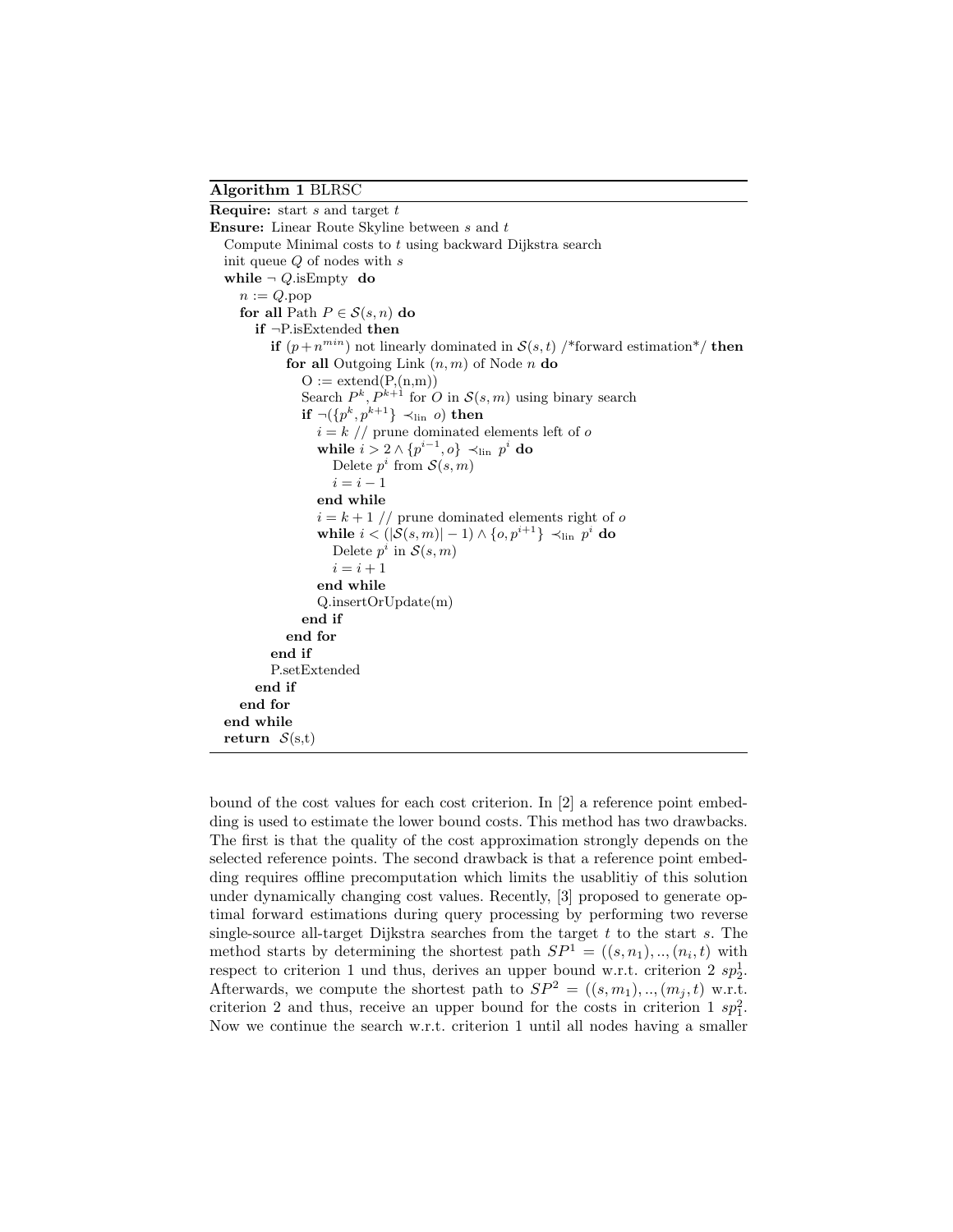**Algorithm 1** BLRSC

```
Require: start s and target t
Ensure: Linear Route Skyline between s and t
  Compute Minimal costs to t using backward Dijkstra search
  init queue Q of nodes with s
  while ¬ Q.isEmpty do
    n := Q.pop
    for all Path P ∈ S(s,n) do
      if ¬P.isExtended then
        if (p + n^min) not linearly dominated in S(s,t) /*forward estimation*/ then
          for all Outgoing Link (n,m) of Node n do
            O := extend(P,(n,m))
            Search P^k, P^{k+1} for O in S(s,m) using binary search
            if ¬({p^k, p^{k+1}} ≺_lin o) then
              i = k // prune dominated elements left of o
              while i > 2 ∧ {p^{i-1}, o} ≺_lin p^i do
                Delete p^i from S(s,m)
                i = i − 1
              end while
              i = k + 1 // prune dominated elements right of o
              while i < (|S(s,m)| − 1) ∧ {o, p^{i+1}} ≺_lin p^i do
                Delete p^i in S(s,m)
                i = i + 1
              end while
              Q.insertOrUpdate(m)
            end if
          end for
        end if
        P.setExtended
      end if
    end for
  end while
  return S(s,t)
```

bound of the cost values for each cost criterion. In [2] a reference point embedding is used to estimate the lower bound costs. This method has two drawbacks. The first is that the quality of the cost approximation strongly depends on the selected reference points. The second drawback is that a reference point embedding requires offline precomputation which limits the usablitiy of this solution under dynamically changing cost values. Recently, [3] proposed to generate optimal forward estimations during query processing by performing two reverse single-source all-target Dijkstra searches from the target $t$ to the start $s$. The method starts by determining the shortest path $SP^1 = ((s, n_1), .., (n_i, t)$ with respect to criterion 1 und thus, derives an upper bound w.r.t. criterion 2 $sp_2^1$. Afterwards, we compute the shortest path to $SP^2 = ((s, m_1), .., (m_j, t)$ w.r.t. criterion 2 and thus, receive an upper bound for the costs in criterion 1 $sp_1^2$. Now we continue the search w.r.t. criterion 1 until all nodes having a smaller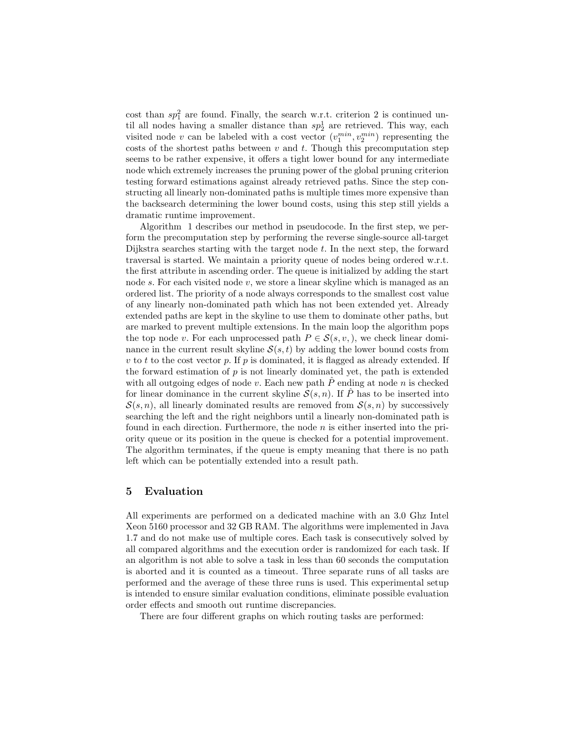cost than $sp^2_1$ are found. Finally, the search w.r.t. criterion 2 is continued until all nodes having a smaller distance than $sp^1_2$ are retrieved. This way, each visited node $v$ can be labeled with a cost vector $(v^{min}_1, v^{min}_2)$ representing the costs of the shortest paths between $v$ and $t$. Though this precomputation step seems to be rather expensive, it offers a tight lower bound for any intermediate node which extremely increases the pruning power of the global pruning criterion testing forward estimations against already retrieved paths. Since the step constructing all linearly non-dominated paths is multiple times more expensive than the backsearch determining the lower bound costs, using this step still yields a dramatic runtime improvement.

Algorithm 1 describes our method in pseudocode. In the first step, we perform the precomputation step by performing the reverse single-source all-target Dijkstra searches starting with the target node $t$. In the next step, the forward traversal is started. We maintain a priority queue of nodes being ordered w.r.t. the first attribute in ascending order. The queue is initialized by adding the start node $s$. For each visited node $v$, we store a linear skyline which is managed as an ordered list. The priority of a node always corresponds to the smallest cost value of any linearly non-dominated path which has not been extended yet. Already extended paths are kept in the skyline to use them to dominate other paths, but are marked to prevent multiple extensions. In the main loop the algorithm pops the top node $v$. For each unprocessed path $P \in \mathcal{S}(s, v, )$, we check linear dominance in the current result skyline $\mathcal{S}(s, t)$ by adding the lower bound costs from $v$ to $t$ to the cost vector $p$. If $p$ is dominated, it is flagged as already extended. If the forward estimation of $p$ is not linearly dominated yet, the path is extended with all outgoing edges of node $v$. Each new path $\hat{P}$ ending at node $n$ is checked for linear dominance in the current skyline $\mathcal{S}(s, n)$. If $\hat{P}$ has to be inserted into $\mathcal{S}(s, n)$, all linearly dominated results are removed from $\mathcal{S}(s, n)$ by successively searching the left and the right neighbors until a linearly non-dominated path is found in each direction. Furthermore, the node $n$ is either inserted into the priority queue or its position in the queue is checked for a potential improvement. The algorithm terminates, if the queue is empty meaning that there is no path left which can be potentially extended into a result path.

## 5 Evaluation

All experiments are performed on a dedicated machine with an 3.0 Ghz Intel Xeon 5160 processor and 32 GB RAM. The algorithms were implemented in Java 1.7 and do not make use of multiple cores. Each task is consecutively solved by all compared algorithms and the execution order is randomized for each task. If an algorithm is not able to solve a task in less than 60 seconds the computation is aborted and it is counted as a timeout. Three separate runs of all tasks are performed and the average of these three runs is used. This experimental setup is intended to ensure similar evaluation conditions, eliminate possible evaluation order effects and smooth out runtime discrepancies.

There are four different graphs on which routing tasks are performed: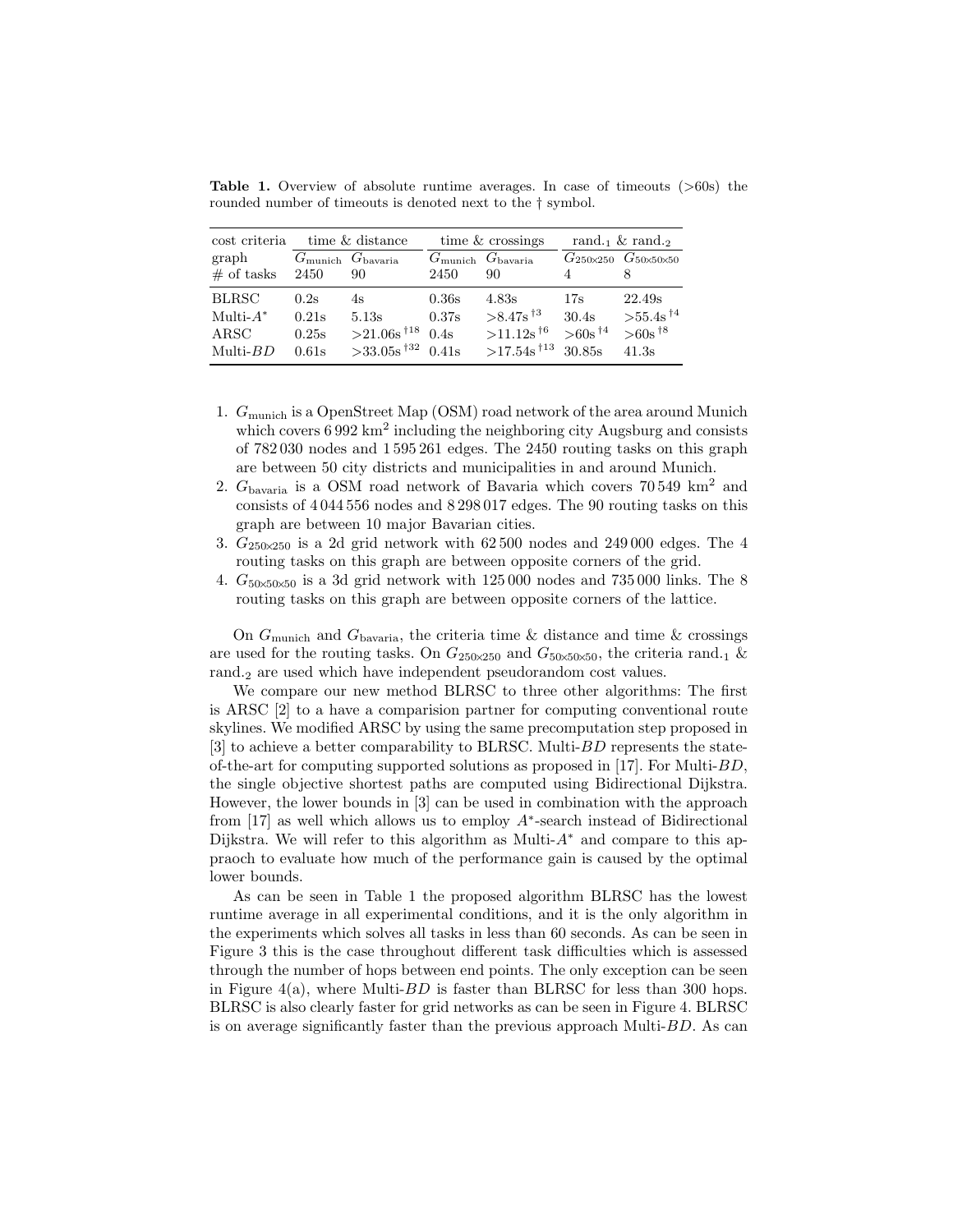**Table 1.** Overview of absolute runtime averages. In case of timeouts (>60s) the rounded number of timeouts is denoted next to the † symbol.

| cost criteria | time & distance | | time & crossings | | rand.$_1$ & rand.$_2$ | |
|---|---|---|---|---|---|---|
| graph | $G_{\text{munich}}$ | $G_{\text{bavaria}}$ | $G_{\text{munich}}$ | $G_{\text{bavaria}}$ | $G_{250\times250}$ | $G_{50\times50\times50}$ |
| # of tasks | 2450 | 90 | 2450 | 90 | 4 | 8 |
| BLRSC | 0.2s | 4s | 0.36s | 4.83s | 17s | 22.49s |
| Multi-$A^*$ | 0.21s | 5.13s | 0.37s | >8.47s †3 | 30.4s | >55.4s †4 |
| ARSC | 0.25s | >21.06s †18 | 0.4s | >11.12s †6 | >60s †4 | >60s †8 |
| Multi-$BD$ | 0.61s | >33.05s †32 | 0.41s | >17.54s †13 | 30.85s | 41.3s |

1. $G_{\text{munich}}$ is a OpenStreet Map (OSM) road network of the area around Munich which covers 6 992 km$^2$ including the neighboring city Augsburg and consists of 782 030 nodes and 1 595 261 edges. The 2450 routing tasks on this graph are between 50 city districts and municipalities in and around Munich.
2. $G_{\text{bavaria}}$ is a OSM road network of Bavaria which covers 70 549 km$^2$ and consists of 4 044 556 nodes and 8 298 017 edges. The 90 routing tasks on this graph are between 10 major Bavarian cities.
3. $G_{250\times250}$ is a 2d grid network with 62 500 nodes and 249 000 edges. The 4 routing tasks on this graph are between opposite corners of the grid.
4. $G_{50\times50\times50}$ is a 3d grid network with 125 000 nodes and 735 000 links. The 8 routing tasks on this graph are between opposite corners of the lattice.

On $G_{\text{munich}}$ and $G_{\text{bavaria}}$, the criteria time & distance and time & crossings are used for the routing tasks. On $G_{250\times250}$ and $G_{50\times50\times50}$, the criteria rand.$_1$ & rand.$_2$ are used which have independent pseudorandom cost values.

We compare our new method BLRSC to three other algorithms: The first is ARSC [2] to a have a comparision partner for computing conventional route skylines. We modified ARSC by using the same precomputation step proposed in [3] to achieve a better comparability to BLRSC. Multi-$BD$ represents the state-of-the-art for computing supported solutions as proposed in [17]. For Multi-$BD$, the single objective shortest paths are computed using Bidirectional Dijkstra. However, the lower bounds in [3] can be used in combination with the approach from [17] as well which allows us to employ $A^*$-search instead of Bidirectional Dijkstra. We will refer to this algorithm as Multi-$A^*$ and compare to this appraoch to evaluate how much of the performance gain is caused by the optimal lower bounds.

As can be seen in Table 1 the proposed algorithm BLRSC has the lowest runtime average in all experimental conditions, and it is the only algorithm in the experiments which solves all tasks in less than 60 seconds. As can be seen in Figure 3 this is the case throughout different task difficulties which is assessed through the number of hops between end points. The only exception can be seen in Figure 4(a), where Multi-$BD$ is faster than BLRSC for less than 300 hops. BLRSC is also clearly faster for grid networks as can be seen in Figure 4. BLRSC is on average significantly faster than the previous approach Multi-$BD$. As can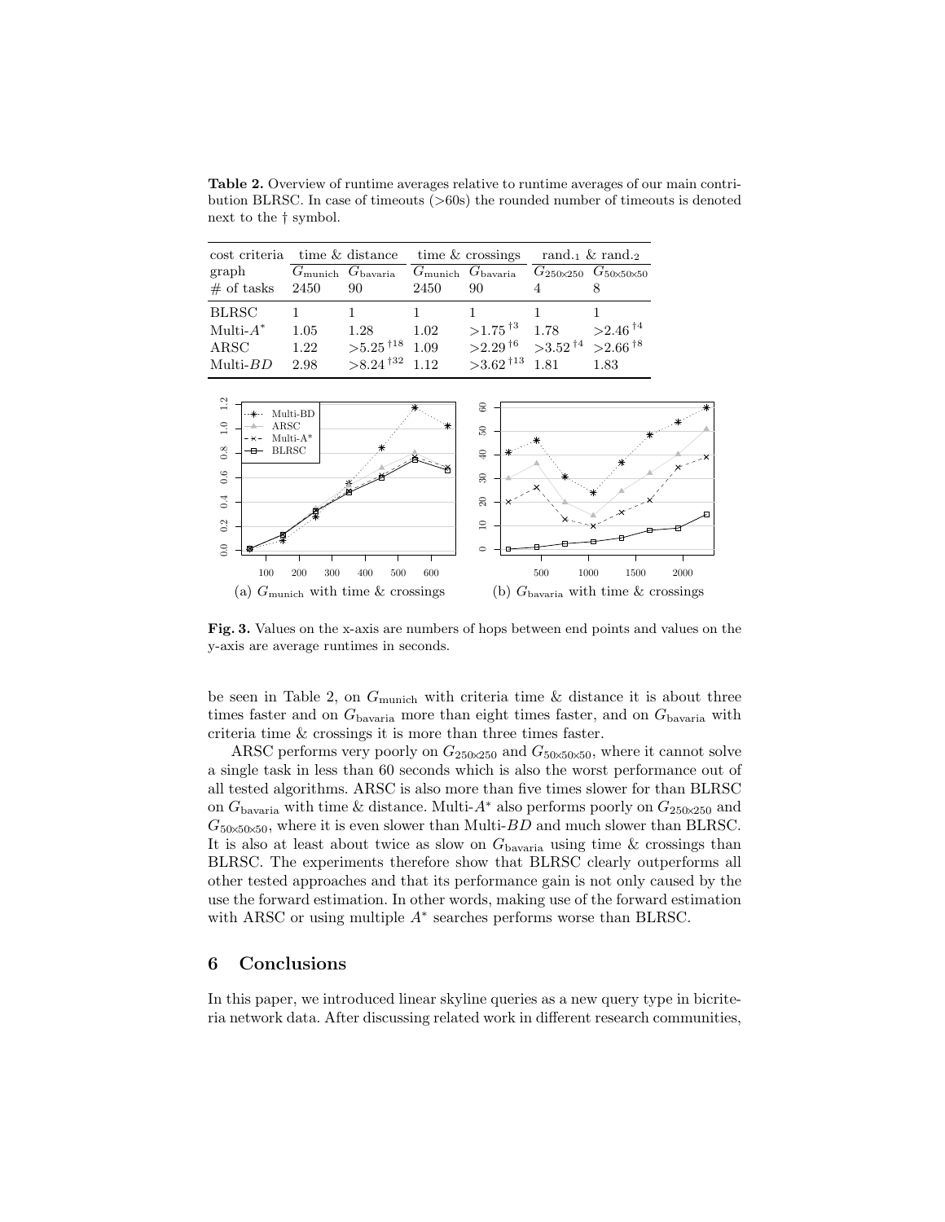**Table 2.** Overview of runtime averages relative to runtime averages of our main contribution BLRSC. In case of timeouts (>60s) the rounded number of timeouts is denoted next to the † symbol.

| cost criteria | time & distance | | time & crossings | | rand.$_1$ & rand.$_2$ | |
|---|---|---|---|---|---|---|
| graph | $G_{\text{munich}}$ | $G_{\text{bavaria}}$ | $G_{\text{munich}}$ | $G_{\text{bavaria}}$ | $G_{250\times250}$ | $G_{50\times50\times50}$ |
| # of tasks | 2450 | 90 | 2450 | 90 | 4 | 8 |
| BLRSC | 1 | 1 | 1 | 1 | 1 | 1 |
| Multi-$A^*$ | 1.05 | 1.28 | 1.02 | >1.75 †3 | 1.78 | >2.46 †4 |
| ARSC | 1.22 | >5.25 †18 | 1.09 | >2.29 †6 | >3.52 †4 | >2.66 †8 |
| Multi-$BD$ | 2.98 | >8.24 †32 | 1.12 | >3.62 †13 | 1.81 | 1.83 |

(a) $G_{\text{munich}}$ with time & crossings

(b) $G_{\text{bavaria}}$ with time & crossings

**Fig. 3.** Values on the x-axis are numbers of hops between end points and values on the y-axis are average runtimes in seconds.

be seen in Table 2, on $G_{\text{munich}}$ with criteria time & distance it is about three times faster and on $G_{\text{bavaria}}$ more than eight times faster, and on $G_{\text{bavaria}}$ with criteria time & crossings it is more than three times faster.

ARSC performs very poorly on $G_{250\times250}$ and $G_{50\times50\times50}$, where it cannot solve a single task in less than 60 seconds which is also the worst performance out of all tested algorithms. ARSC is also more than five times slower for than BLRSC on $G_{\text{bavaria}}$ with time & distance. Multi-$A^*$ also performs poorly on $G_{250\times250}$ and $G_{50\times50\times50}$, where it is even slower than Multi-$BD$ and much slower than BLRSC. It is also at least about twice as slow on $G_{\text{bavaria}}$ using time & crossings than BLRSC. The experiments therefore show that BLRSC clearly outperforms all other tested approaches and that its performance gain is not only caused by the use the forward estimation. In other words, making use of the forward estimation with ARSC or using multiple $A^*$ searches performs worse than BLRSC.

## 6 Conclusions

In this paper, we introduced linear skyline queries as a new query type in bicriteria network data. After discussing related work in different research communities,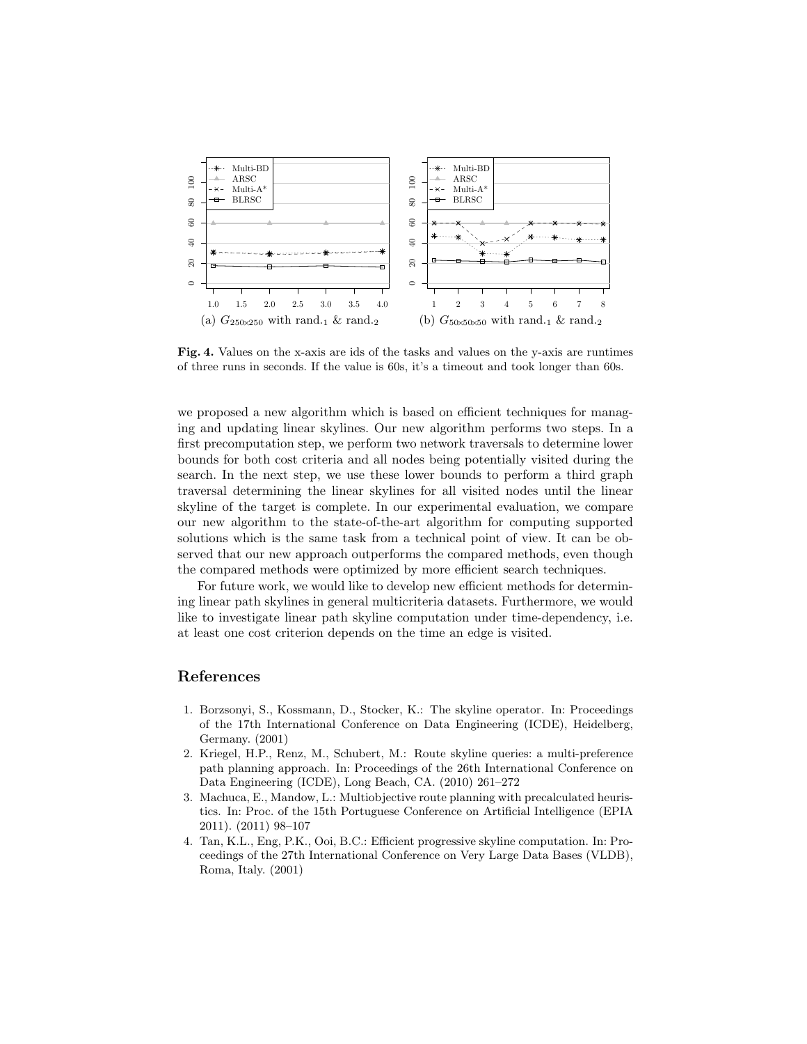(a) $G_{250 \times 250}$ with rand.$_1$ & rand.$_2$ (b) $G_{50 \times 50 \times 50}$ with rand.$_1$ & rand.$_2$

**Fig. 4.** Values on the x-axis are ids of the tasks and values on the y-axis are runtimes of three runs in seconds. If the value is 60s, it's a timeout and took longer than 60s.

we proposed a new algorithm which is based on efficient techniques for managing and updating linear skylines. Our new algorithm performs two steps. In a first precomputation step, we perform two network traversals to determine lower bounds for both cost criteria and all nodes being potentially visited during the search. In the next step, we use these lower bounds to perform a third graph traversal determining the linear skylines for all visited nodes until the linear skyline of the target is complete. In our experimental evaluation, we compare our new algorithm to the state-of-the-art algorithm for computing supported solutions which is the same task from a technical point of view. It can be observed that our new approach outperforms the compared methods, even though the compared methods were optimized by more efficient search techniques.

For future work, we would like to develop new efficient methods for determining linear path skylines in general multicriteria datasets. Furthermore, we would like to investigate linear path skyline computation under time-dependency, i.e. at least one cost criterion depends on the time an edge is visited.

## References

1. Borzsonyi, S., Kossmann, D., Stocker, K.: The skyline operator. In: Proceedings of the 17th International Conference on Data Engineering (ICDE), Heidelberg, Germany. (2001)
2. Kriegel, H.P., Renz, M., Schubert, M.: Route skyline queries: a multi-preference path planning approach. In: Proceedings of the 26th International Conference on Data Engineering (ICDE), Long Beach, CA. (2010) 261–272
3. Machuca, E., Mandow, L.: Multiobjective route planning with precalculated heuristics. In: Proc. of the 15th Portuguese Conference on Artificial Intelligence (EPIA 2011). (2011) 98–107
4. Tan, K.L., Eng, P.K., Ooi, B.C.: Efficient progressive skyline computation. In: Proceedings of the 27th International Conference on Very Large Data Bases (VLDB), Roma, Italy. (2001)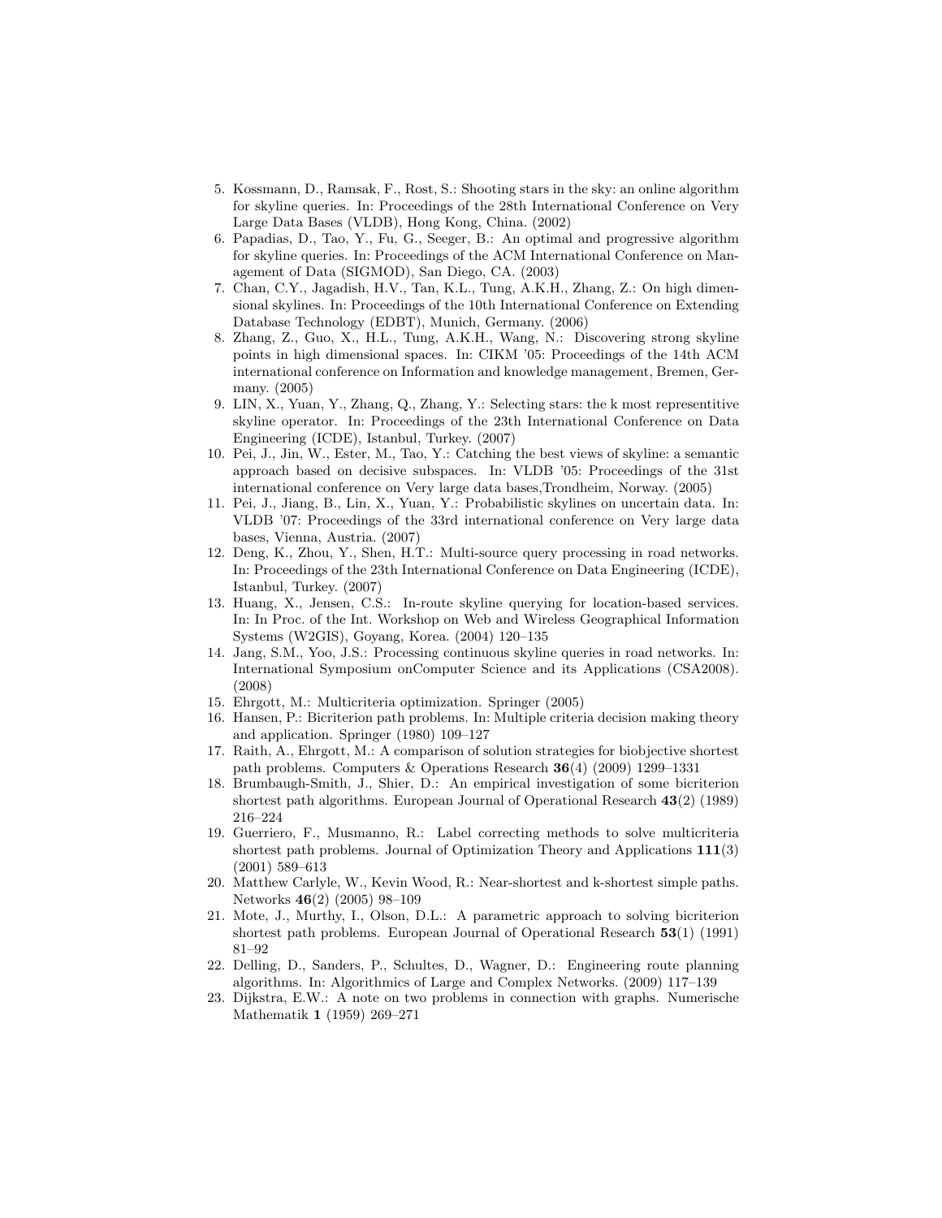5. Kossmann, D., Ramsak, F., Rost, S.: Shooting stars in the sky: an online algorithm for skyline queries. In: Proceedings of the 28th International Conference on Very Large Data Bases (VLDB), Hong Kong, China. (2002)
6. Papadias, D., Tao, Y., Fu, G., Seeger, B.: An optimal and progressive algorithm for skyline queries. In: Proceedings of the ACM International Conference on Management of Data (SIGMOD), San Diego, CA. (2003)
7. Chan, C.Y., Jagadish, H.V., Tan, K.L., Tung, A.K.H., Zhang, Z.: On high dimensional skylines. In: Proceedings of the 10th International Conference on Extending Database Technology (EDBT), Munich, Germany. (2006)
8. Zhang, Z., Guo, X., H.L., Tung, A.K.H., Wang, N.: Discovering strong skyline points in high dimensional spaces. In: CIKM '05: Proceedings of the 14th ACM international conference on Information and knowledge management, Bremen, Germany. (2005)
9. LIN, X., Yuan, Y., Zhang, Q., Zhang, Y.: Selecting stars: the k most representitive skyline operator. In: Proceedings of the 23th International Conference on Data Engineering (ICDE), Istanbul, Turkey. (2007)
10. Pei, J., Jin, W., Ester, M., Tao, Y.: Catching the best views of skyline: a semantic approach based on decisive subspaces. In: VLDB '05: Proceedings of the 31st international conference on Very large data bases,Trondheim, Norway. (2005)
11. Pei, J., Jiang, B., Lin, X., Yuan, Y.: Probabilistic skylines on uncertain data. In: VLDB '07: Proceedings of the 33rd international conference on Very large data bases, Vienna, Austria. (2007)
12. Deng, K., Zhou, Y., Shen, H.T.: Multi-source query processing in road networks. In: Proceedings of the 23th International Conference on Data Engineering (ICDE), Istanbul, Turkey. (2007)
13. Huang, X., Jensen, C.S.: In-route skyline querying for location-based services. In: In Proc. of the Int. Workshop on Web and Wireless Geographical Information Systems (W2GIS), Goyang, Korea. (2004) 120–135
14. Jang, S.M., Yoo, J.S.: Processing continuous skyline queries in road networks. In: International Symposium onComputer Science and its Applications (CSA2008). (2008)
15. Ehrgott, M.: Multicriteria optimization. Springer (2005)
16. Hansen, P.: Bicriterion path problems. In: Multiple criteria decision making theory and application. Springer (1980) 109–127
17. Raith, A., Ehrgott, M.: A comparison of solution strategies for biobjective shortest path problems. Computers & Operations Research **36**(4) (2009) 1299–1331
18. Brumbaugh-Smith, J., Shier, D.: An empirical investigation of some bicriterion shortest path algorithms. European Journal of Operational Research **43**(2) (1989) 216–224
19. Guerriero, F., Musmanno, R.: Label correcting methods to solve multicriteria shortest path problems. Journal of Optimization Theory and Applications **111**(3) (2001) 589–613
20. Matthew Carlyle, W., Kevin Wood, R.: Near-shortest and k-shortest simple paths. Networks **46**(2) (2005) 98–109
21. Mote, J., Murthy, I., Olson, D.L.: A parametric approach to solving bicriterion shortest path problems. European Journal of Operational Research **53**(1) (1991) 81–92
22. Delling, D., Sanders, P., Schultes, D., Wagner, D.: Engineering route planning algorithms. In: Algorithmics of Large and Complex Networks. (2009) 117–139
23. Dijkstra, E.W.: A note on two problems in connection with graphs. Numerische Mathematik **1** (1959) 269–271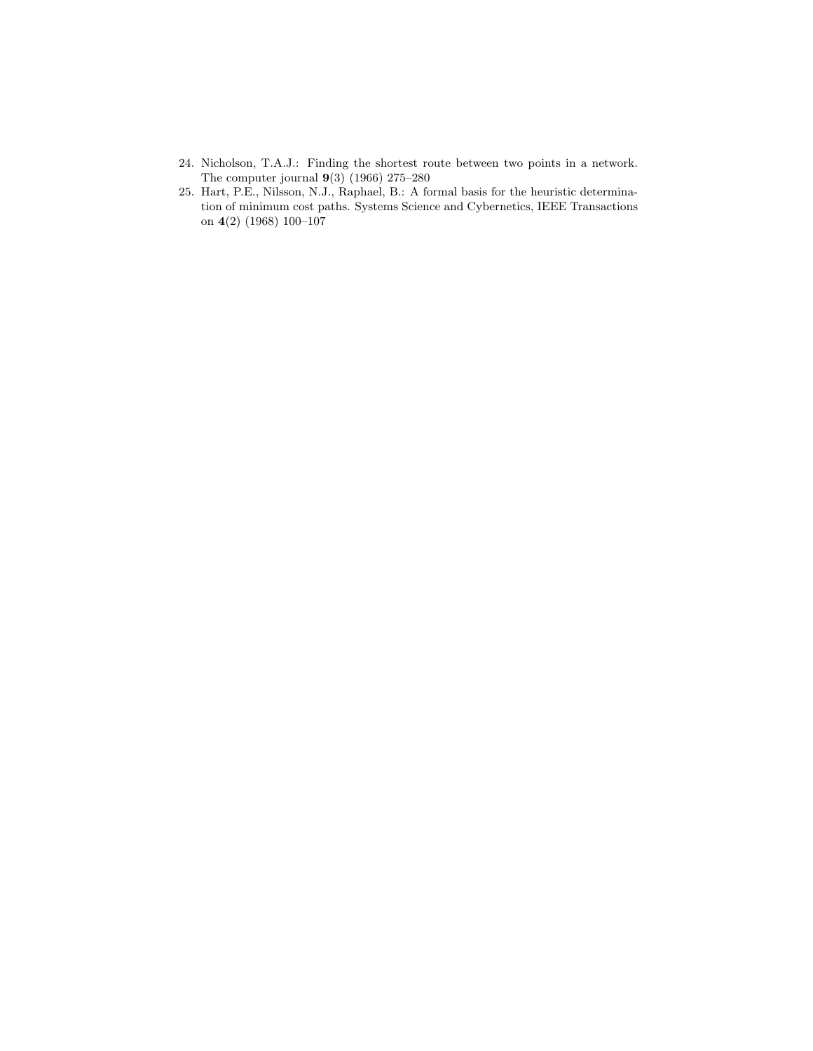24. Nicholson, T.A.J.: Finding the shortest route between two points in a network. The computer journal **9**(3) (1966) 275–280
25. Hart, P.E., Nilsson, N.J., Raphael, B.: A formal basis for the heuristic determination of minimum cost paths. Systems Science and Cybernetics, IEEE Transactions on **4**(2) (1968) 100–107